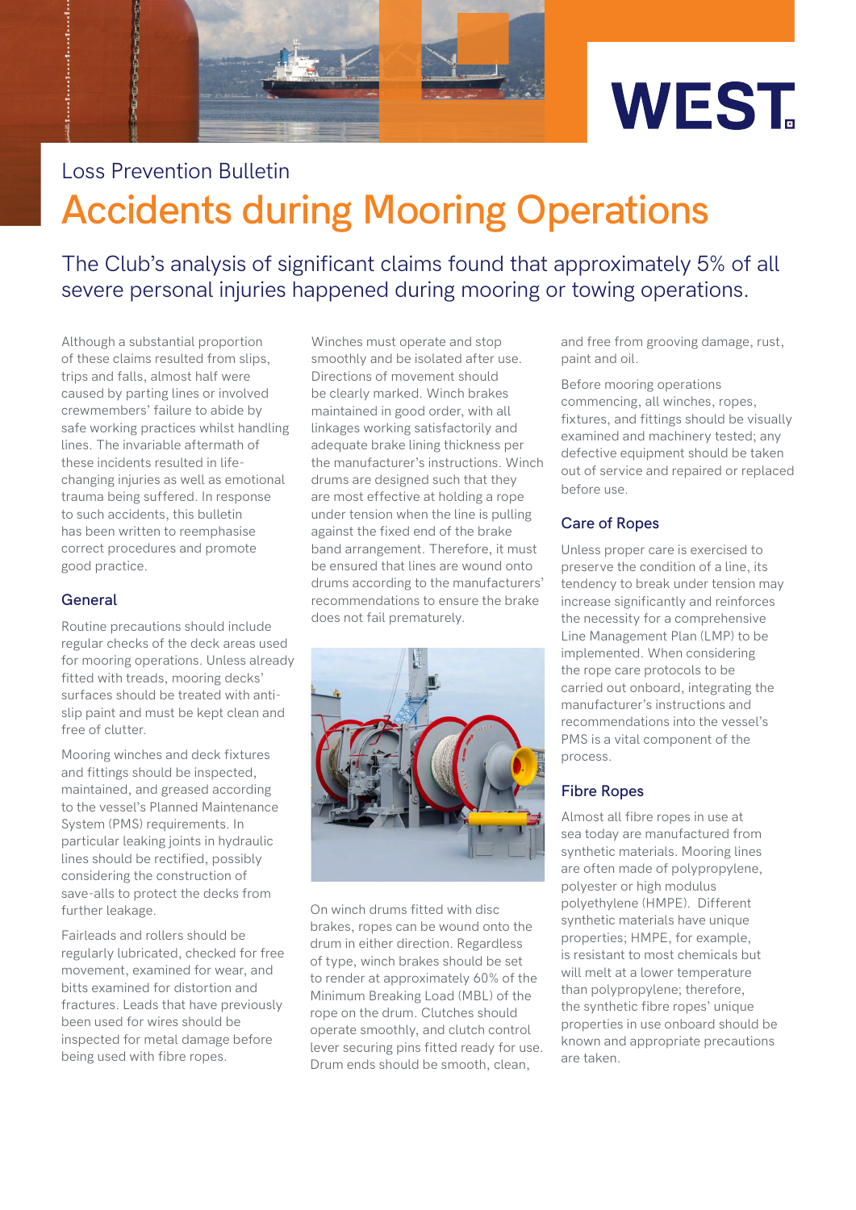Loss Prevention Bulletin

# Accidents during Mooring Operations

The Club's analysis of significant claims found that approximately 5% of all severe personal injuries happened during mooring or towing operations.

Although a substantial proportion of these claims resulted from slips, trips and falls, almost half were caused by parting lines or involved crewmembers' failure to abide by safe working practices whilst handling lines. The invariable aftermath of these incidents resulted in life-changing injuries as well as emotional trauma being suffered. In response to such accidents, this bulletin has been written to reemphasise correct procedures and promote good practice.

## General

Routine precautions should include regular checks of the deck areas used for mooring operations. Unless already fitted with treads, mooring decks' surfaces should be treated with anti-slip paint and must be kept clean and free of clutter.

Mooring winches and deck fixtures and fittings should be inspected, maintained, and greased according to the vessel's Planned Maintenance System (PMS) requirements. In particular leaking joints in hydraulic lines should be rectified, possibly considering the construction of save-alls to protect the decks from further leakage.

Fairleads and rollers should be regularly lubricated, checked for free movement, examined for wear, and bitts examined for distortion and fractures. Leads that have previously been used for wires should be inspected for metal damage before being used with fibre ropes.

Winches must operate and stop smoothly and be isolated after use. Directions of movement should be clearly marked. Winch brakes maintained in good order, with all linkages working satisfactorily and adequate brake lining thickness per the manufacturer's instructions. Winch drums are designed such that they are most effective at holding a rope under tension when the line is pulling against the fixed end of the brake band arrangement. Therefore, it must be ensured that lines are wound onto drums according to the manufacturers' recommendations to ensure the brake does not fail prematurely.

On winch drums fitted with disc brakes, ropes can be wound onto the drum in either direction. Regardless of type, winch brakes should be set to render at approximately 60% of the Minimum Breaking Load (MBL) of the rope on the drum. Clutches should operate smoothly, and clutch control lever securing pins fitted ready for use. Drum ends should be smooth, clean, and free from grooving damage, rust, paint and oil.

Before mooring operations commencing, all winches, ropes, fixtures, and fittings should be visually examined and machinery tested; any defective equipment should be taken out of service and repaired or replaced before use.

## Care of Ropes

Unless proper care is exercised to preserve the condition of a line, its tendency to break under tension may increase significantly and reinforces the necessity for a comprehensive Line Management Plan (LMP) to be implemented. When considering the rope care protocols to be carried out onboard, integrating the manufacturer's instructions and recommendations into the vessel's PMS is a vital component of the process.

## Fibre Ropes

Almost all fibre ropes in use at sea today are manufactured from synthetic materials. Mooring lines are often made of polypropylene, polyester or high modulus polyethylene (HMPE). Different synthetic materials have unique properties; HMPE, for example, is resistant to most chemicals but will melt at a lower temperature than polypropylene; therefore, the synthetic fibre ropes' unique properties in use onboard should be known and appropriate precautions are taken.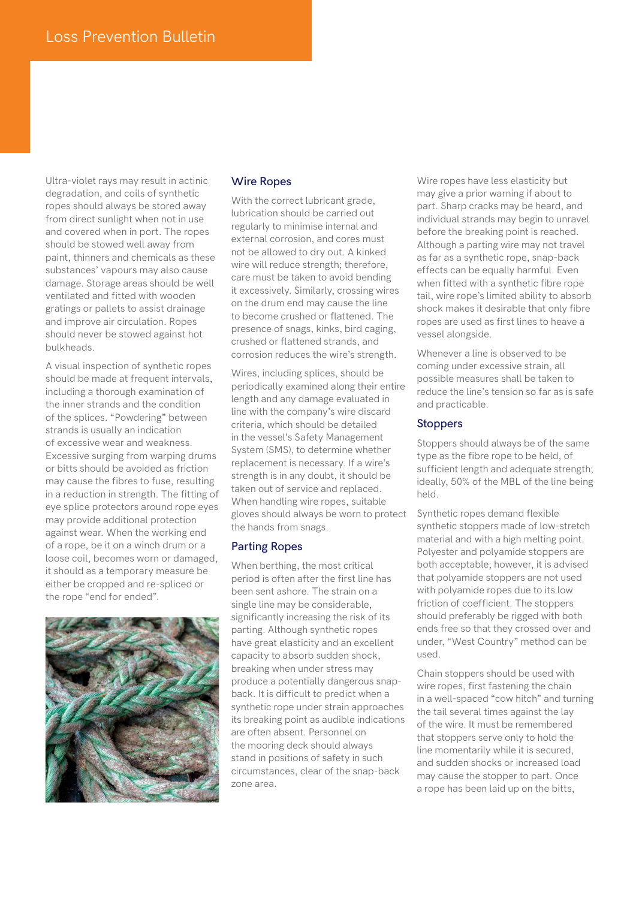Ultra-violet rays may result in actinic degradation, and coils of synthetic ropes should always be stored away from direct sunlight when not in use and covered when in port. The ropes should be stowed well away from paint, thinners and chemicals as these substances' vapours may also cause damage. Storage areas should be well ventilated and fitted with wooden gratings or pallets to assist drainage and improve air circulation. Ropes should never be stowed against hot bulkheads.

A visual inspection of synthetic ropes should be made at frequent intervals, including a thorough examination of the inner strands and the condition of the splices. "Powdering" between strands is usually an indication of excessive wear and weakness. Excessive surging from warping drums or bitts should be avoided as friction may cause the fibres to fuse, resulting in a reduction in strength. The fitting of eye splice protectors around rope eyes may provide additional protection against wear. When the working end of a rope, be it on a winch drum or a loose coil, becomes worn or damaged, it should as a temporary measure be either be cropped and re-spliced or the rope "end for ended".

## Wire Ropes

With the correct lubricant grade, lubrication should be carried out regularly to minimise internal and external corrosion, and cores must not be allowed to dry out. A kinked wire will reduce strength; therefore, care must be taken to avoid bending it excessively. Similarly, crossing wires on the drum end may cause the line to become crushed or flattened. The presence of snags, kinks, bird caging, crushed or flattened strands, and corrosion reduces the wire's strength.

Wires, including splices, should be periodically examined along their entire length and any damage evaluated in line with the company's wire discard criteria, which should be detailed in the vessel's Safety Management System (SMS), to determine whether replacement is necessary. If a wire's strength is in any doubt, it should be taken out of service and replaced. When handling wire ropes, suitable gloves should always be worn to protect the hands from snags.

## Parting Ropes

When berthing, the most critical period is often after the first line has been sent ashore. The strain on a single line may be considerable, significantly increasing the risk of its parting. Although synthetic ropes have great elasticity and an excellent capacity to absorb sudden shock, breaking when under stress may produce a potentially dangerous snap-back. It is difficult to predict when a synthetic rope under strain approaches its breaking point as audible indications are often absent. Personnel on the mooring deck should always stand in positions of safety in such circumstances, clear of the snap-back zone area.

Wire ropes have less elasticity but may give a prior warning if about to part. Sharp cracks may be heard, and individual strands may begin to unravel before the breaking point is reached. Although a parting wire may not travel as far as a synthetic rope, snap-back effects can be equally harmful. Even when fitted with a synthetic fibre rope tail, wire rope's limited ability to absorb shock makes it desirable that only fibre ropes are used as first lines to heave a vessel alongside.

Whenever a line is observed to be coming under excessive strain, all possible measures shall be taken to reduce the line's tension so far as is safe and practicable.

## Stoppers

Stoppers should always be of the same type as the fibre rope to be held, of sufficient length and adequate strength; ideally, 50% of the MBL of the line being held.

Synthetic ropes demand flexible synthetic stoppers made of low-stretch material and with a high melting point. Polyester and polyamide stoppers are both acceptable; however, it is advised that polyamide stoppers are not used with polyamide ropes due to its low friction of coefficient. The stoppers should preferably be rigged with both ends free so that they crossed over and under, "West Country" method can be used.

Chain stoppers should be used with wire ropes, first fastening the chain in a well-spaced "cow hitch" and turning the tail several times against the lay of the wire. It must be remembered that stoppers serve only to hold the line momentarily while it is secured, and sudden shocks or increased load may cause the stopper to part. Once a rope has been laid up on the bitts,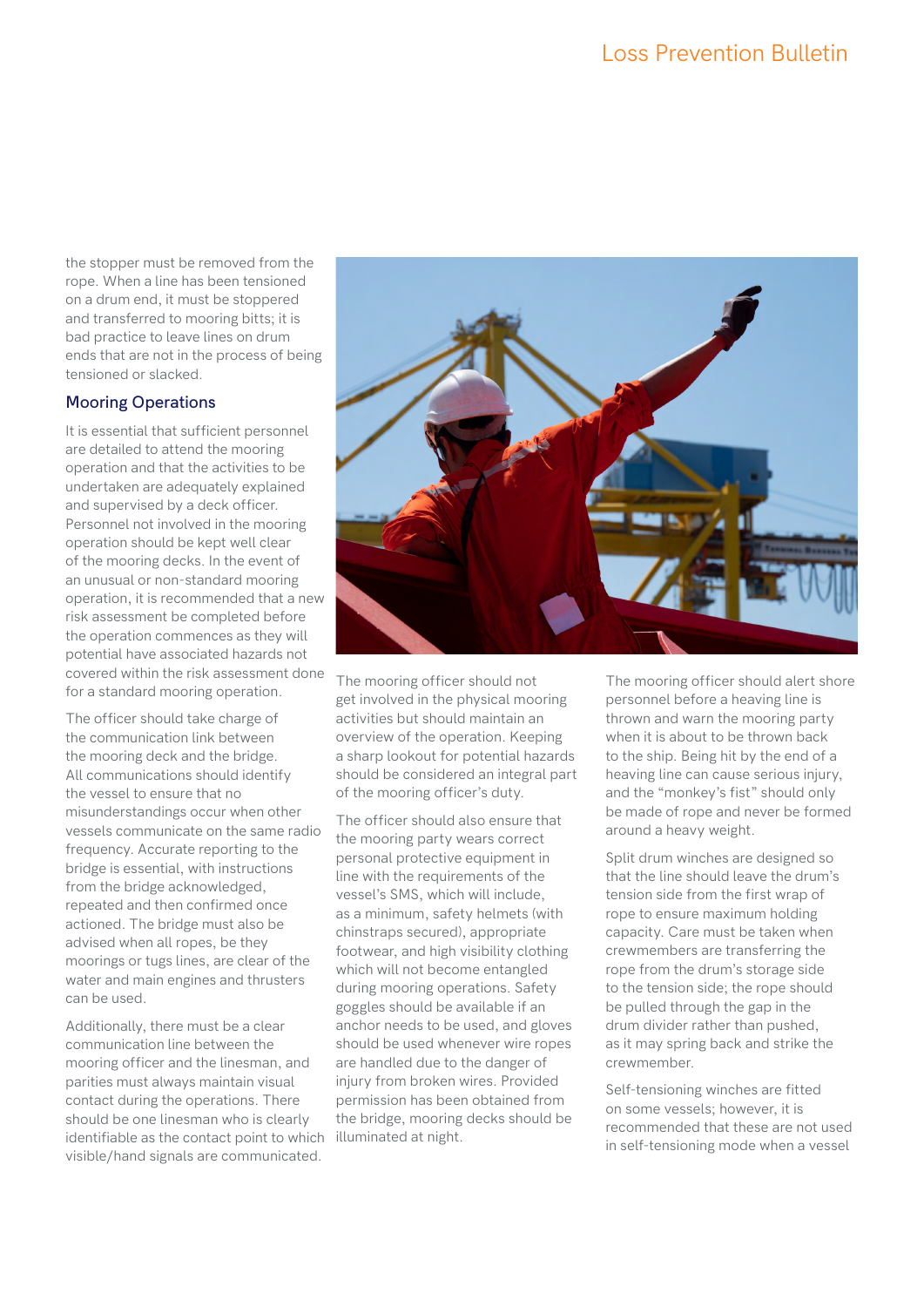the stopper must be removed from the rope. When a line has been tensioned on a drum end, it must be stoppered and transferred to mooring bitts; it is bad practice to leave lines on drum ends that are not in the process of being tensioned or slacked.

## Mooring Operations

It is essential that sufficient personnel are detailed to attend the mooring operation and that the activities to be undertaken are adequately explained and supervised by a deck officer. Personnel not involved in the mooring operation should be kept well clear of the mooring decks. In the event of an unusual or non-standard mooring operation, it is recommended that a new risk assessment be completed before the operation commences as they will potential have associated hazards not covered within the risk assessment done for a standard mooring operation.

The officer should take charge of the communication link between the mooring deck and the bridge. All communications should identify the vessel to ensure that no misunderstandings occur when other vessels communicate on the same radio frequency. Accurate reporting to the bridge is essential, with instructions from the bridge acknowledged, repeated and then confirmed once actioned. The bridge must also be advised when all ropes, be they moorings or tugs lines, are clear of the water and main engines and thrusters can be used.

Additionally, there must be a clear communication line between the mooring officer and the linesman, and parities must always maintain visual contact during the operations. There should be one linesman who is clearly identifiable as the contact point to which visible/hand signals are communicated.

The mooring officer should not get involved in the physical mooring activities but should maintain an overview of the operation. Keeping a sharp lookout for potential hazards should be considered an integral part of the mooring officer's duty.

The officer should also ensure that the mooring party wears correct personal protective equipment in line with the requirements of the vessel's SMS, which will include, as a minimum, safety helmets (with chinstraps secured), appropriate footwear, and high visibility clothing which will not become entangled during mooring operations. Safety goggles should be available if an anchor needs to be used, and gloves should be used whenever wire ropes are handled due to the danger of injury from broken wires. Provided permission has been obtained from the bridge, mooring decks should be illuminated at night.

The mooring officer should alert shore personnel before a heaving line is thrown and warn the mooring party when it is about to be thrown back to the ship. Being hit by the end of a heaving line can cause serious injury, and the "monkey's fist" should only be made of rope and never be formed around a heavy weight.

Split drum winches are designed so that the line should leave the drum's tension side from the first wrap of rope to ensure maximum holding capacity. Care must be taken when crewmembers are transferring the rope from the drum's storage side to the tension side; the rope should be pulled through the gap in the drum divider rather than pushed, as it may spring back and strike the crewmember.

Self-tensioning winches are fitted on some vessels; however, it is recommended that these are not used in self-tensioning mode when a vessel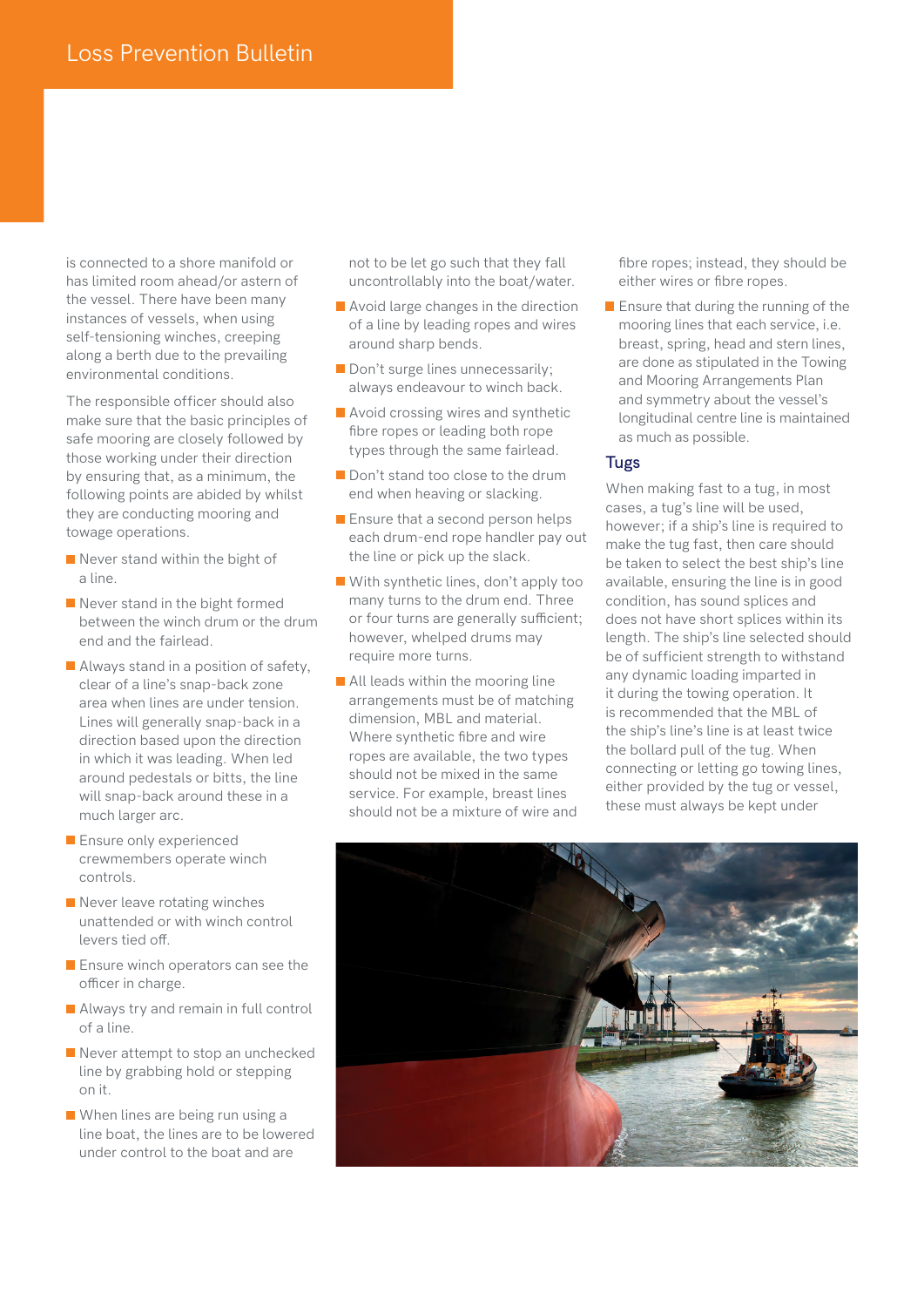is connected to a shore manifold or has limited room ahead/or astern of the vessel. There have been many instances of vessels, when using self-tensioning winches, creeping along a berth due to the prevailing environmental conditions.

The responsible officer should also make sure that the basic principles of safe mooring are closely followed by those working under their direction by ensuring that, as a minimum, the following points are abided by whilst they are conducting mooring and towage operations.

- Never stand within the bight of a line.
- Never stand in the bight formed between the winch drum or the drum end and the fairlead.
- Always stand in a position of safety, clear of a line's snap-back zone area when lines are under tension. Lines will generally snap-back in a direction based upon the direction in which it was leading. When led around pedestals or bitts, the line will snap-back around these in a much larger arc.
- Ensure only experienced crewmembers operate winch controls.
- Never leave rotating winches unattended or with winch control levers tied off.
- Ensure winch operators can see the officer in charge.
- Always try and remain in full control of a line.
- Never attempt to stop an unchecked line by grabbing hold or stepping on it.
- When lines are being run using a line boat, the lines are to be lowered under control to the boat and are not to be let go such that they fall uncontrollably into the boat/water.
- Avoid large changes in the direction of a line by leading ropes and wires around sharp bends.
- Don't surge lines unnecessarily; always endeavour to winch back.
- Avoid crossing wires and synthetic fibre ropes or leading both rope types through the same fairlead.
- Don't stand too close to the drum end when heaving or slacking.
- Ensure that a second person helps each drum-end rope handler pay out the line or pick up the slack.
- With synthetic lines, don't apply too many turns to the drum end. Three or four turns are generally sufficient; however, whelped drums may require more turns.
- All leads within the mooring line arrangements must be of matching dimension, MBL and material. Where synthetic fibre and wire ropes are available, the two types should not be mixed in the same service. For example, breast lines should not be a mixture of wire and fibre ropes; instead, they should be either wires or fibre ropes.
- Ensure that during the running of the mooring lines that each service, i.e. breast, spring, head and stern lines, are done as stipulated in the Towing and Mooring Arrangements Plan and symmetry about the vessel's longitudinal centre line is maintained as much as possible.

## Tugs

When making fast to a tug, in most cases, a tug's line will be used, however; if a ship's line is required to make the tug fast, then care should be taken to select the best ship's line available, ensuring the line is in good condition, has sound splices and does not have short splices within its length. The ship's line selected should be of sufficient strength to withstand any dynamic loading imparted in it during the towing operation. It is recommended that the MBL of the ship's line's line is at least twice the bollard pull of the tug. When connecting or letting go towing lines, either provided by the tug or vessel, these must always be kept under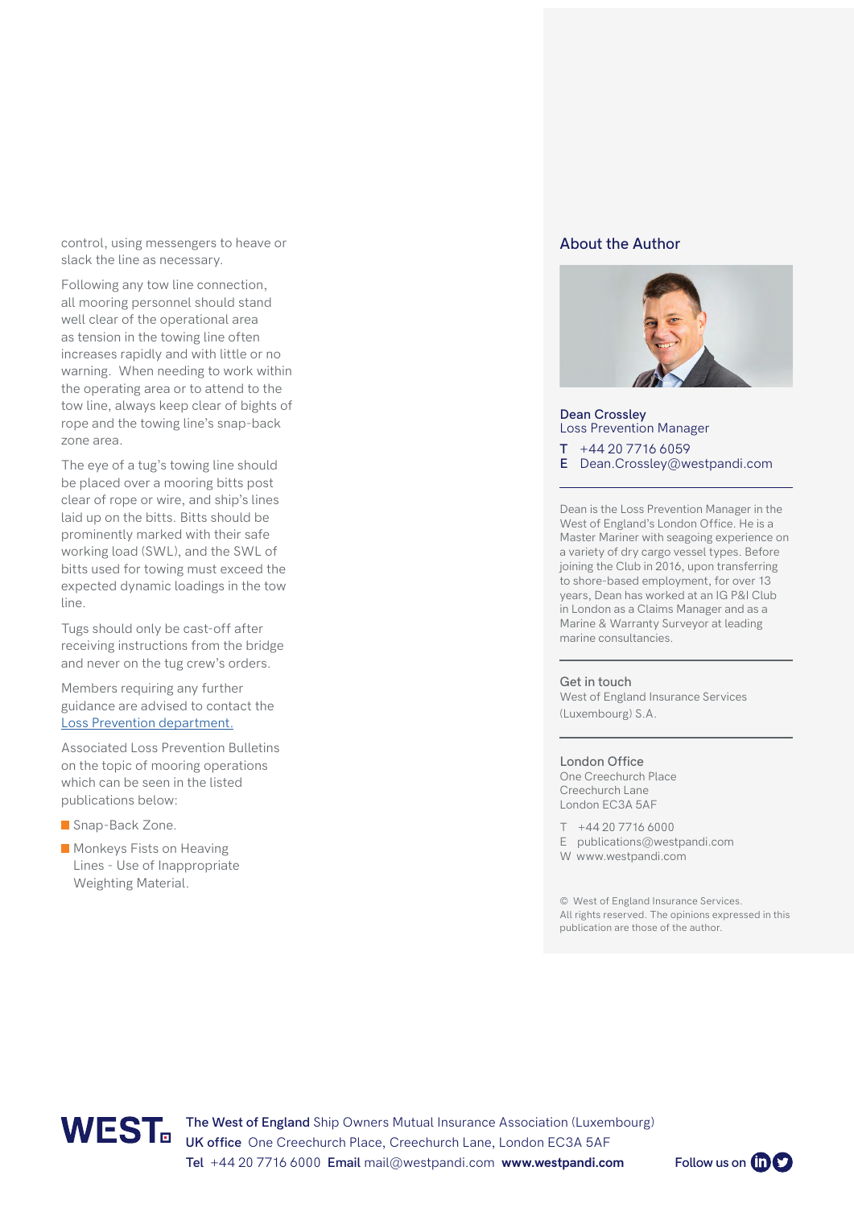control, using messengers to heave or slack the line as necessary.

Following any tow line connection, all mooring personnel should stand well clear of the operational area as tension in the towing line often increases rapidly and with little or no warning. When needing to work within the operating area or to attend to the tow line, always keep clear of bights of rope and the towing line's snap-back zone area.

The eye of a tug's towing line should be placed over a mooring bitts post clear of rope or wire, and ship's lines laid up on the bitts. Bitts should be prominently marked with their safe working load (SWL), and the SWL of bitts used for towing must exceed the expected dynamic loadings in the tow line.

Tugs should only be cast-off after receiving instructions from the bridge and never on the tug crew's orders.

Members requiring any further guidance are advised to contact the Loss Prevention department.

Associated Loss Prevention Bulletins on the topic of mooring operations which can be seen in the listed publications below:

- Snap-Back Zone.
- Monkeys Fists on Heaving Lines - Use of Inappropriate Weighting Material.

## About the Author

**Dean Crossley**
Loss Prevention Manager

**T** +44 20 7716 6059
**E** Dean.Crossley@westpandi.com

Dean is the Loss Prevention Manager in the West of England's London Office. He is a Master Mariner with seagoing experience on a variety of dry cargo vessel types. Before joining the Club in 2016, upon transferring to shore-based employment, for over 13 years, Dean has worked at an IG P&I Club in London as a Claims Manager and as a Marine & Warranty Surveyor at leading marine consultancies.

**Get in touch**
West of England Insurance Services (Luxembourg) S.A.

**London Office**
One Creechurch Place
Creechurch Lane
London EC3A 5AF

T +44 20 7716 6000
E publications@westpandi.com
W www.westpandi.com

© West of England Insurance Services. All rights reserved. The opinions expressed in this publication are those of the author.

**WEST**

**The West of England** Ship Owners Mutual Insurance Association (Luxembourg)
**UK office** One Creechurch Place, Creechurch Lane, London EC3A 5AF
**Tel** +44 20 7716 6000 **Email** mail@westpandi.com **www.westpandi.com**

Follow us on